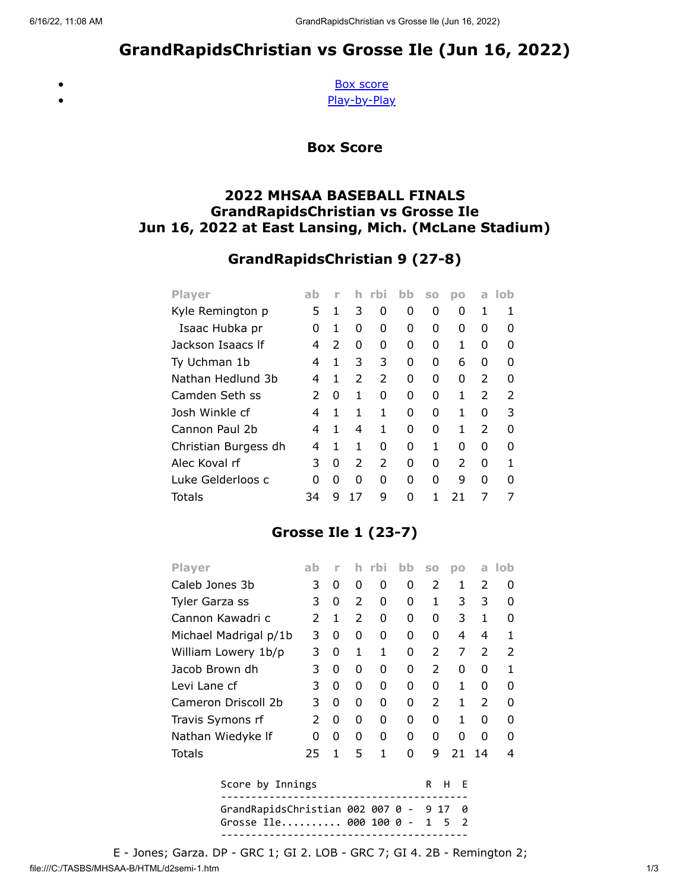# GrandRapidsChristian vs Grosse Ile (Jun 16, 2022)

- Box score
- Play-by-Play

## Box Score

### 2022 MHSAA BASEBALL FINALS
### GrandRapidsChristian vs Grosse Ile
### Jun 16, 2022 at East Lansing, Mich. (McLane Stadium)

### GrandRapidsChristian 9 (27-8)

| Player | ab | r | h | rbi | bb | so | po | a | lob |
|---|---|---|---|---|---|---|---|---|---|
| Kyle Remington p | 5 | 1 | 3 | 0 | 0 | 0 | 0 | 1 | 1 |
| Isaac Hubka pr | 0 | 1 | 0 | 0 | 0 | 0 | 0 | 0 | 0 |
| Jackson Isaacs lf | 4 | 2 | 0 | 0 | 0 | 0 | 1 | 0 | 0 |
| Ty Uchman 1b | 4 | 1 | 3 | 3 | 0 | 0 | 6 | 0 | 0 |
| Nathan Hedlund 3b | 4 | 1 | 2 | 2 | 0 | 0 | 0 | 2 | 0 |
| Camden Seth ss | 2 | 0 | 1 | 0 | 0 | 0 | 1 | 2 | 2 |
| Josh Winkle cf | 4 | 1 | 1 | 1 | 0 | 0 | 1 | 0 | 3 |
| Cannon Paul 2b | 4 | 1 | 4 | 1 | 0 | 0 | 1 | 2 | 0 |
| Christian Burgess dh | 4 | 1 | 1 | 0 | 0 | 1 | 0 | 0 | 0 |
| Alec Koval rf | 3 | 0 | 2 | 2 | 0 | 0 | 2 | 0 | 1 |
| Luke Gelderloos c | 0 | 0 | 0 | 0 | 0 | 0 | 9 | 0 | 0 |
| Totals | 34 | 9 | 17 | 9 | 0 | 1 | 21 | 7 | 7 |

### Grosse Ile 1 (23-7)

| Player | ab | r | h | rbi | bb | so | po | a | lob |
|---|---|---|---|---|---|---|---|---|---|
| Caleb Jones 3b | 3 | 0 | 0 | 0 | 0 | 2 | 1 | 2 | 0 |
| Tyler Garza ss | 3 | 0 | 2 | 0 | 0 | 1 | 3 | 3 | 0 |
| Cannon Kawadri c | 2 | 1 | 2 | 0 | 0 | 0 | 3 | 1 | 0 |
| Michael Madrigal p/1b | 3 | 0 | 0 | 0 | 0 | 0 | 4 | 4 | 1 |
| William Lowery 1b/p | 3 | 0 | 1 | 1 | 0 | 2 | 7 | 2 | 2 |
| Jacob Brown dh | 3 | 0 | 0 | 0 | 0 | 2 | 0 | 0 | 1 |
| Levi Lane cf | 3 | 0 | 0 | 0 | 0 | 0 | 1 | 0 | 0 |
| Cameron Driscoll 2b | 3 | 0 | 0 | 0 | 0 | 2 | 1 | 2 | 0 |
| Travis Symons rf | 2 | 0 | 0 | 0 | 0 | 0 | 1 | 0 | 0 |
| Nathan Wiedyke lf | 0 | 0 | 0 | 0 | 0 | 0 | 0 | 0 | 0 |
| Totals | 25 | 1 | 5 | 1 | 0 | 9 | 21 | 14 | 4 |

```
Score by Innings                  R  H  E
----------------------------------------
GrandRapidsChristian 002 007 0 -  9 17  0
Grosse Ile.......... 000 100 0 -  1  5  2
----------------------------------------
```

E - Jones; Garza. DP - GRC 1; GI 2. LOB - GRC 7; GI 4. 2B - Remington 2;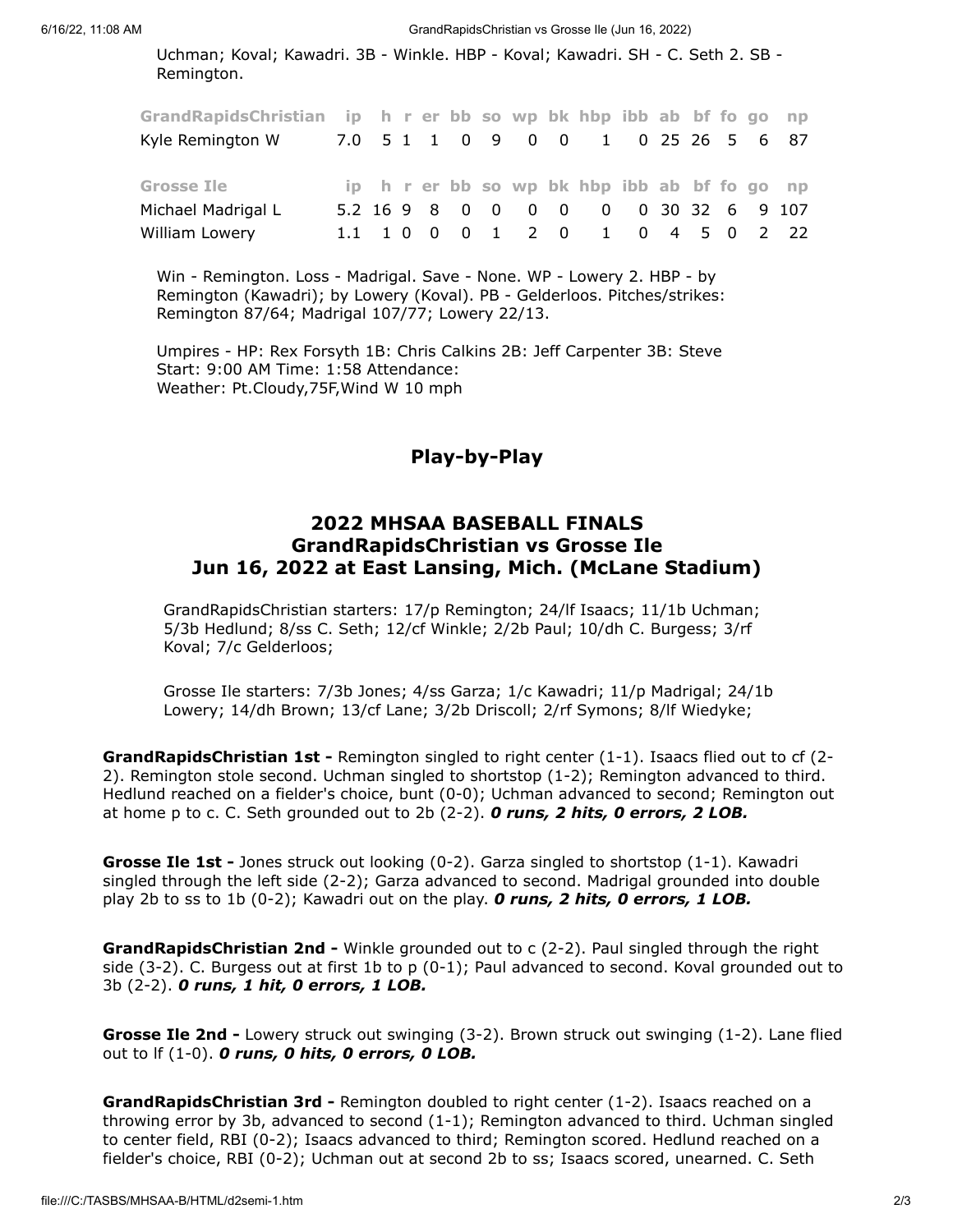Uchman; Koval; Kawadri. 3B - Winkle. HBP - Koval; Kawadri. SH - C. Seth 2. SB - Remington.

| GrandRapidsChristian | ip | h | r | er | bb | so | wp | bk | hbp | ibb | ab | bf | fo | go | np |
|---|---|---|---|---|---|---|---|---|---|---|---|---|---|---|---|
| Kyle Remington W | 7.0 | 5 | 1 | 1 | 0 | 9 | 0 | 0 | 1 | 0 | 25 | 26 | 5 | 6 | 87 |

| Grosse Ile | ip | h | r | er | bb | so | wp | bk | hbp | ibb | ab | bf | fo | go | np |
|---|---|---|---|---|---|---|---|---|---|---|---|---|---|---|---|
| Michael Madrigal L | 5.2 | 16 | 9 | 8 | 0 | 0 | 0 | 0 | 0 | 0 | 30 | 32 | 6 | 9 | 107 |
| William Lowery | 1.1 | 1 | 0 | 0 | 0 | 1 | 2 | 0 | 1 | 0 | 4 | 5 | 0 | 2 | 22 |

Win - Remington. Loss - Madrigal. Save - None. WP - Lowery 2. HBP - by Remington (Kawadri); by Lowery (Koval). PB - Gelderloos. Pitches/strikes: Remington 87/64; Madrigal 107/77; Lowery 22/13.

Umpires - HP: Rex Forsyth 1B: Chris Calkins 2B: Jeff Carpenter 3B: Steve
Start: 9:00 AM Time: 1:58 Attendance:
Weather: Pt.Cloudy,75F,Wind W 10 mph

## Play-by-Play

## 2022 MHSAA BASEBALL FINALS
## GrandRapidsChristian vs Grosse Ile
## Jun 16, 2022 at East Lansing, Mich. (McLane Stadium)

GrandRapidsChristian starters: 17/p Remington; 24/lf Isaacs; 11/1b Uchman; 5/3b Hedlund; 8/ss C. Seth; 12/cf Winkle; 2/2b Paul; 10/dh C. Burgess; 3/rf Koval; 7/c Gelderloos;

Grosse Ile starters: 7/3b Jones; 4/ss Garza; 1/c Kawadri; 11/p Madrigal; 24/1b Lowery; 14/dh Brown; 13/cf Lane; 3/2b Driscoll; 2/rf Symons; 8/lf Wiedyke;

**GrandRapidsChristian 1st -** Remington singled to right center (1-1). Isaacs flied out to cf (2-2). Remington stole second. Uchman singled to shortstop (1-2); Remington advanced to third. Hedlund reached on a fielder's choice, bunt (0-0); Uchman advanced to second; Remington out at home p to c. C. Seth grounded out to 2b (2-2). ***0 runs, 2 hits, 0 errors, 2 LOB.***

**Grosse Ile 1st -** Jones struck out looking (0-2). Garza singled to shortstop (1-1). Kawadri singled through the left side (2-2); Garza advanced to second. Madrigal grounded into double play 2b to ss to 1b (0-2); Kawadri out on the play. ***0 runs, 2 hits, 0 errors, 1 LOB.***

**GrandRapidsChristian 2nd -** Winkle grounded out to c (2-2). Paul singled through the right side (3-2). C. Burgess out at first 1b to p (0-1); Paul advanced to second. Koval grounded out to 3b (2-2). ***0 runs, 1 hit, 0 errors, 1 LOB.***

**Grosse Ile 2nd -** Lowery struck out swinging (3-2). Brown struck out swinging (1-2). Lane flied out to lf (1-0). ***0 runs, 0 hits, 0 errors, 0 LOB.***

**GrandRapidsChristian 3rd -** Remington doubled to right center (1-2). Isaacs reached on a throwing error by 3b, advanced to second (1-1); Remington advanced to third. Uchman singled to center field, RBI (0-2); Isaacs advanced to third; Remington scored. Hedlund reached on a fielder's choice, RBI (0-2); Uchman out at second 2b to ss; Isaacs scored, unearned. C. Seth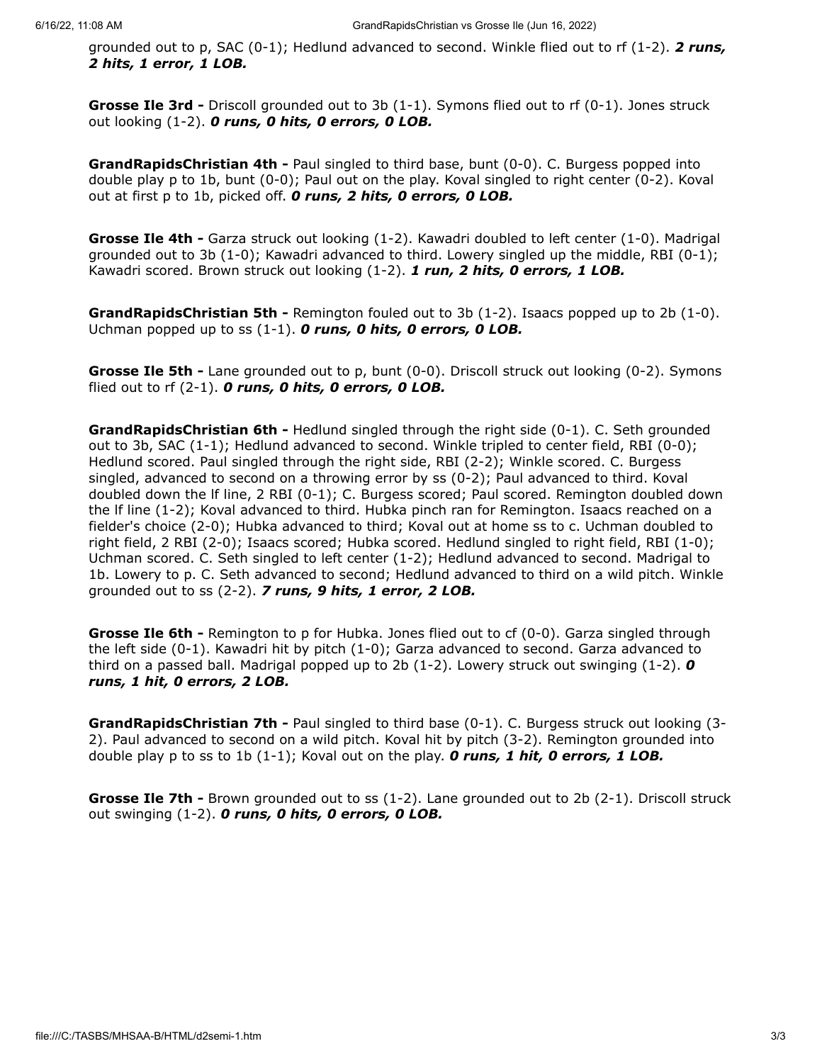grounded out to p, SAC (0-1); Hedlund advanced to second. Winkle flied out to rf (1-2). ***2 runs, 2 hits, 1 error, 1 LOB.***

**Grosse Ile 3rd -** Driscoll grounded out to 3b (1-1). Symons flied out to rf (0-1). Jones struck out looking (1-2). ***0 runs, 0 hits, 0 errors, 0 LOB.***

**GrandRapidsChristian 4th -** Paul singled to third base, bunt (0-0). C. Burgess popped into double play p to 1b, bunt (0-0); Paul out on the play. Koval singled to right center (0-2). Koval out at first p to 1b, picked off. ***0 runs, 2 hits, 0 errors, 0 LOB.***

**Grosse Ile 4th -** Garza struck out looking (1-2). Kawadri doubled to left center (1-0). Madrigal grounded out to 3b (1-0); Kawadri advanced to third. Lowery singled up the middle, RBI (0-1); Kawadri scored. Brown struck out looking (1-2). ***1 run, 2 hits, 0 errors, 1 LOB.***

**GrandRapidsChristian 5th -** Remington fouled out to 3b (1-2). Isaacs popped up to 2b (1-0). Uchman popped up to ss (1-1). ***0 runs, 0 hits, 0 errors, 0 LOB.***

**Grosse Ile 5th -** Lane grounded out to p, bunt (0-0). Driscoll struck out looking (0-2). Symons flied out to rf (2-1). ***0 runs, 0 hits, 0 errors, 0 LOB.***

**GrandRapidsChristian 6th -** Hedlund singled through the right side (0-1). C. Seth grounded out to 3b, SAC (1-1); Hedlund advanced to second. Winkle tripled to center field, RBI (0-0); Hedlund scored. Paul singled through the right side, RBI (2-2); Winkle scored. C. Burgess singled, advanced to second on a throwing error by ss (0-2); Paul advanced to third. Koval doubled down the lf line, 2 RBI (0-1); C. Burgess scored; Paul scored. Remington doubled down the lf line (1-2); Koval advanced to third. Hubka pinch ran for Remington. Isaacs reached on a fielder's choice (2-0); Hubka advanced to third; Koval out at home ss to c. Uchman doubled to right field, 2 RBI (2-0); Isaacs scored; Hubka scored. Hedlund singled to right field, RBI (1-0); Uchman scored. C. Seth singled to left center (1-2); Hedlund advanced to second. Madrigal to 1b. Lowery to p. C. Seth advanced to second; Hedlund advanced to third on a wild pitch. Winkle grounded out to ss (2-2). ***7 runs, 9 hits, 1 error, 2 LOB.***

**Grosse Ile 6th -** Remington to p for Hubka. Jones flied out to cf (0-0). Garza singled through the left side (0-1). Kawadri hit by pitch (1-0); Garza advanced to second. Garza advanced to third on a passed ball. Madrigal popped up to 2b (1-2). Lowery struck out swinging (1-2). ***0 runs, 1 hit, 0 errors, 2 LOB.***

**GrandRapidsChristian 7th -** Paul singled to third base (0-1). C. Burgess struck out looking (3-2). Paul advanced to second on a wild pitch. Koval hit by pitch (3-2). Remington grounded into double play p to ss to 1b (1-1); Koval out on the play. ***0 runs, 1 hit, 0 errors, 1 LOB.***

**Grosse Ile 7th -** Brown grounded out to ss (1-2). Lane grounded out to 2b (2-1). Driscoll struck out swinging (1-2). ***0 runs, 0 hits, 0 errors, 0 LOB.***